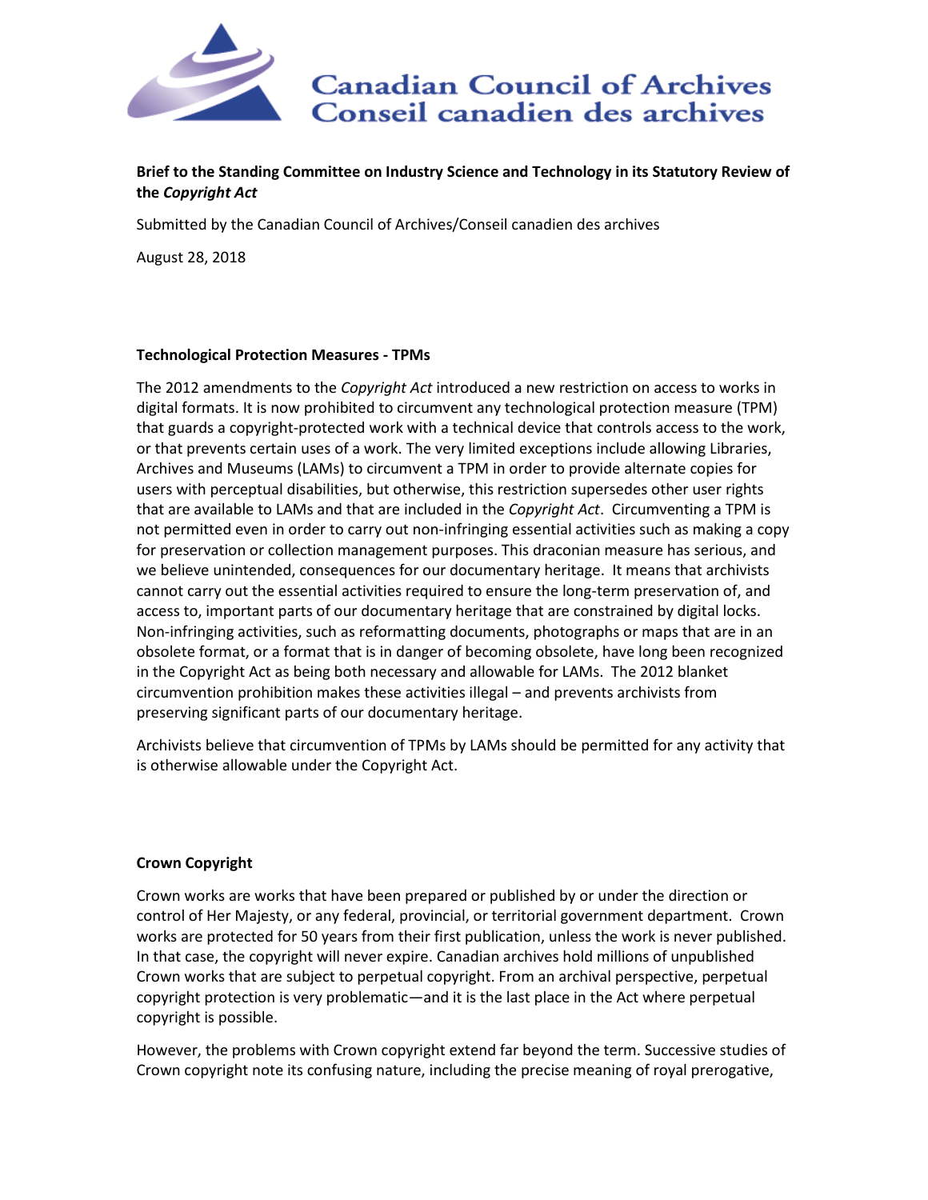Canadian Council of Archives
Conseil canadien des archives

**Brief to the Standing Committee on Industry Science and Technology in its Statutory Review of the *Copyright Act***

Submitted by the Canadian Council of Archives/Conseil canadien des archives

August 28, 2018

### Technological Protection Measures - TPMs

The 2012 amendments to the *Copyright Act* introduced a new restriction on access to works in digital formats. It is now prohibited to circumvent any technological protection measure (TPM) that guards a copyright-protected work with a technical device that controls access to the work, or that prevents certain uses of a work. The very limited exceptions include allowing Libraries, Archives and Museums (LAMs) to circumvent a TPM in order to provide alternate copies for users with perceptual disabilities, but otherwise, this restriction supersedes other user rights that are available to LAMs and that are included in the *Copyright Act*. Circumventing a TPM is not permitted even in order to carry out non-infringing essential activities such as making a copy for preservation or collection management purposes. This draconian measure has serious, and we believe unintended, consequences for our documentary heritage. It means that archivists cannot carry out the essential activities required to ensure the long-term preservation of, and access to, important parts of our documentary heritage that are constrained by digital locks. Non-infringing activities, such as reformatting documents, photographs or maps that are in an obsolete format, or a format that is in danger of becoming obsolete, have long been recognized in the Copyright Act as being both necessary and allowable for LAMs. The 2012 blanket circumvention prohibition makes these activities illegal – and prevents archivists from preserving significant parts of our documentary heritage.

Archivists believe that circumvention of TPMs by LAMs should be permitted for any activity that is otherwise allowable under the Copyright Act.

### Crown Copyright

Crown works are works that have been prepared or published by or under the direction or control of Her Majesty, or any federal, provincial, or territorial government department. Crown works are protected for 50 years from their first publication, unless the work is never published. In that case, the copyright will never expire. Canadian archives hold millions of unpublished Crown works that are subject to perpetual copyright. From an archival perspective, perpetual copyright protection is very problematic—and it is the last place in the Act where perpetual copyright is possible.

However, the problems with Crown copyright extend far beyond the term. Successive studies of Crown copyright note its confusing nature, including the precise meaning of royal prerogative,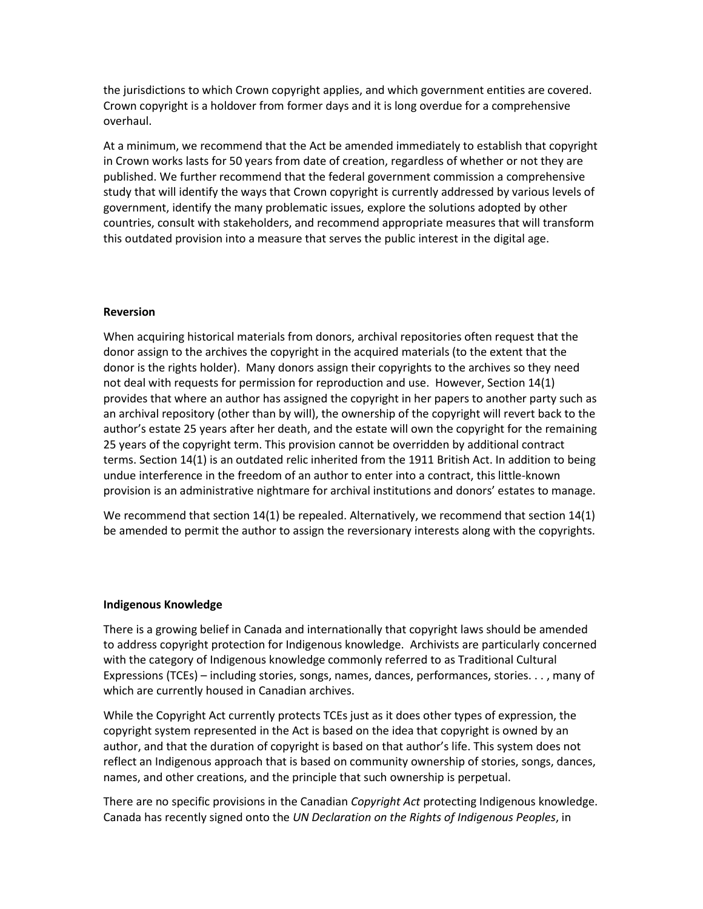the jurisdictions to which Crown copyright applies, and which government entities are covered. Crown copyright is a holdover from former days and it is long overdue for a comprehensive overhaul.

At a minimum, we recommend that the Act be amended immediately to establish that copyright in Crown works lasts for 50 years from date of creation, regardless of whether or not they are published. We further recommend that the federal government commission a comprehensive study that will identify the ways that Crown copyright is currently addressed by various levels of government, identify the many problematic issues, explore the solutions adopted by other countries, consult with stakeholders, and recommend appropriate measures that will transform this outdated provision into a measure that serves the public interest in the digital age.

**Reversion**

When acquiring historical materials from donors, archival repositories often request that the donor assign to the archives the copyright in the acquired materials (to the extent that the donor is the rights holder). Many donors assign their copyrights to the archives so they need not deal with requests for permission for reproduction and use. However, Section 14(1) provides that where an author has assigned the copyright in her papers to another party such as an archival repository (other than by will), the ownership of the copyright will revert back to the author's estate 25 years after her death, and the estate will own the copyright for the remaining 25 years of the copyright term. This provision cannot be overridden by additional contract terms. Section 14(1) is an outdated relic inherited from the 1911 British Act. In addition to being undue interference in the freedom of an author to enter into a contract, this little-known provision is an administrative nightmare for archival institutions and donors' estates to manage.

We recommend that section 14(1) be repealed. Alternatively, we recommend that section 14(1) be amended to permit the author to assign the reversionary interests along with the copyrights.

**Indigenous Knowledge**

There is a growing belief in Canada and internationally that copyright laws should be amended to address copyright protection for Indigenous knowledge. Archivists are particularly concerned with the category of Indigenous knowledge commonly referred to as Traditional Cultural Expressions (TCEs) – including stories, songs, names, dances, performances, stories. . . , many of which are currently housed in Canadian archives.

While the Copyright Act currently protects TCEs just as it does other types of expression, the copyright system represented in the Act is based on the idea that copyright is owned by an author, and that the duration of copyright is based on that author's life. This system does not reflect an Indigenous approach that is based on community ownership of stories, songs, dances, names, and other creations, and the principle that such ownership is perpetual.

There are no specific provisions in the Canadian *Copyright Act* protecting Indigenous knowledge. Canada has recently signed onto the *UN Declaration on the Rights of Indigenous Peoples*, in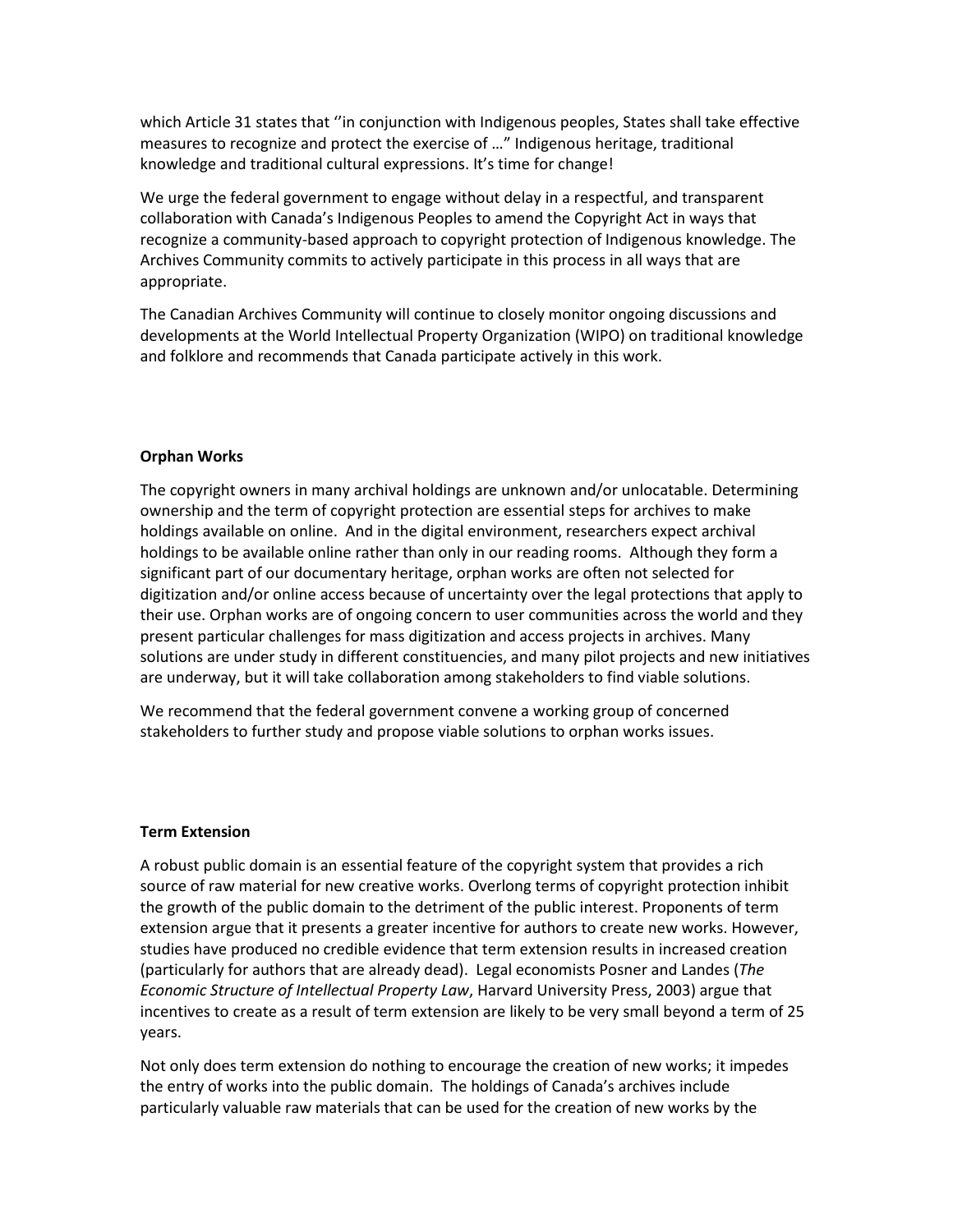which Article 31 states that ''in conjunction with Indigenous peoples, States shall take effective measures to recognize and protect the exercise of …" Indigenous heritage, traditional knowledge and traditional cultural expressions. It's time for change!

We urge the federal government to engage without delay in a respectful, and transparent collaboration with Canada's Indigenous Peoples to amend the Copyright Act in ways that recognize a community-based approach to copyright protection of Indigenous knowledge. The Archives Community commits to actively participate in this process in all ways that are appropriate.

The Canadian Archives Community will continue to closely monitor ongoing discussions and developments at the World Intellectual Property Organization (WIPO) on traditional knowledge and folklore and recommends that Canada participate actively in this work.

**Orphan Works**

The copyright owners in many archival holdings are unknown and/or unlocatable. Determining ownership and the term of copyright protection are essential steps for archives to make holdings available on online. And in the digital environment, researchers expect archival holdings to be available online rather than only in our reading rooms. Although they form a significant part of our documentary heritage, orphan works are often not selected for digitization and/or online access because of uncertainty over the legal protections that apply to their use. Orphan works are of ongoing concern to user communities across the world and they present particular challenges for mass digitization and access projects in archives. Many solutions are under study in different constituencies, and many pilot projects and new initiatives are underway, but it will take collaboration among stakeholders to find viable solutions.

We recommend that the federal government convene a working group of concerned stakeholders to further study and propose viable solutions to orphan works issues.

**Term Extension**

A robust public domain is an essential feature of the copyright system that provides a rich source of raw material for new creative works. Overlong terms of copyright protection inhibit the growth of the public domain to the detriment of the public interest. Proponents of term extension argue that it presents a greater incentive for authors to create new works. However, studies have produced no credible evidence that term extension results in increased creation (particularly for authors that are already dead). Legal economists Posner and Landes (*The Economic Structure of Intellectual Property Law*, Harvard University Press, 2003) argue that incentives to create as a result of term extension are likely to be very small beyond a term of 25 years.

Not only does term extension do nothing to encourage the creation of new works; it impedes the entry of works into the public domain. The holdings of Canada's archives include particularly valuable raw materials that can be used for the creation of new works by the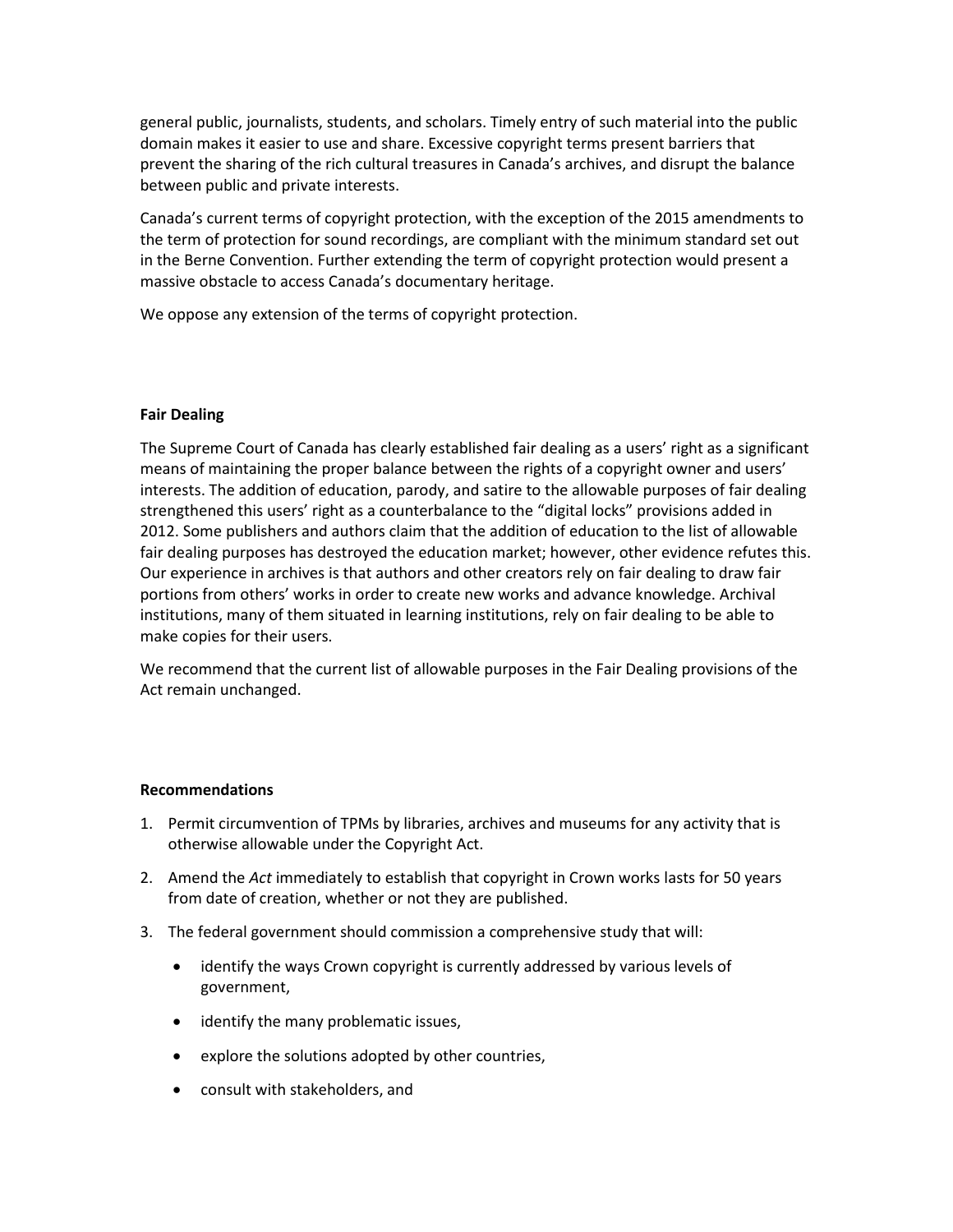general public, journalists, students, and scholars. Timely entry of such material into the public domain makes it easier to use and share. Excessive copyright terms present barriers that prevent the sharing of the rich cultural treasures in Canada's archives, and disrupt the balance between public and private interests.

Canada's current terms of copyright protection, with the exception of the 2015 amendments to the term of protection for sound recordings, are compliant with the minimum standard set out in the Berne Convention. Further extending the term of copyright protection would present a massive obstacle to access Canada's documentary heritage.

We oppose any extension of the terms of copyright protection.

**Fair Dealing**

The Supreme Court of Canada has clearly established fair dealing as a users' right as a significant means of maintaining the proper balance between the rights of a copyright owner and users' interests. The addition of education, parody, and satire to the allowable purposes of fair dealing strengthened this users' right as a counterbalance to the "digital locks" provisions added in 2012. Some publishers and authors claim that the addition of education to the list of allowable fair dealing purposes has destroyed the education market; however, other evidence refutes this. Our experience in archives is that authors and other creators rely on fair dealing to draw fair portions from others' works in order to create new works and advance knowledge. Archival institutions, many of them situated in learning institutions, rely on fair dealing to be able to make copies for their users.

We recommend that the current list of allowable purposes in the Fair Dealing provisions of the Act remain unchanged.

**Recommendations**

1. Permit circumvention of TPMs by libraries, archives and museums for any activity that is otherwise allowable under the Copyright Act.
2. Amend the *Act* immediately to establish that copyright in Crown works lasts for 50 years from date of creation, whether or not they are published.
3. The federal government should commission a comprehensive study that will:
    - identify the ways Crown copyright is currently addressed by various levels of government,
    - identify the many problematic issues,
    - explore the solutions adopted by other countries,
    - consult with stakeholders, and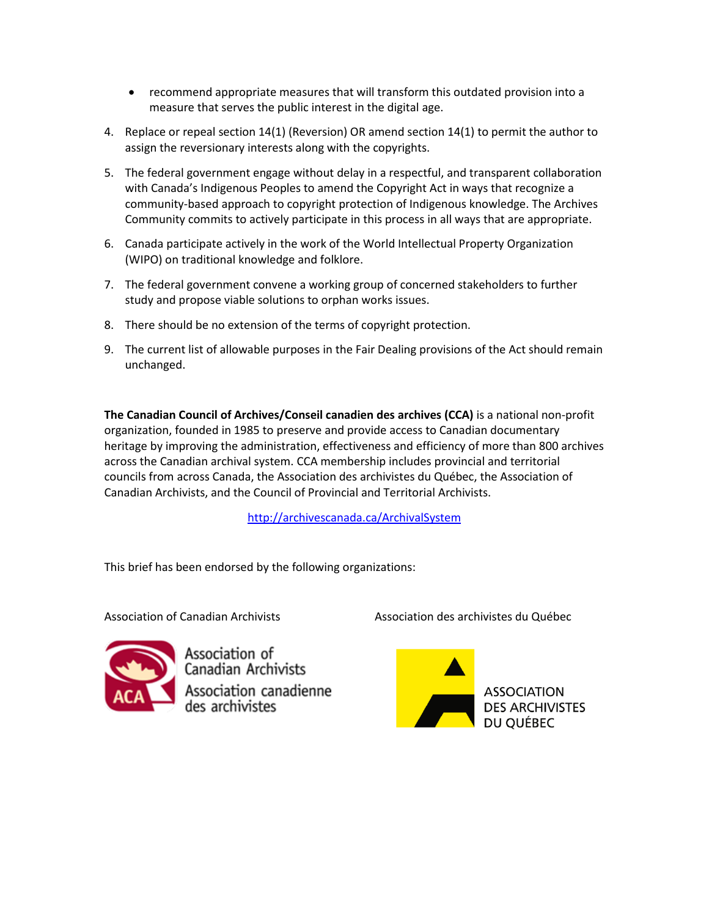- recommend appropriate measures that will transform this outdated provision into a measure that serves the public interest in the digital age.

4. Replace or repeal section 14(1) (Reversion) OR amend section 14(1) to permit the author to assign the reversionary interests along with the copyrights.
5. The federal government engage without delay in a respectful, and transparent collaboration with Canada's Indigenous Peoples to amend the Copyright Act in ways that recognize a community-based approach to copyright protection of Indigenous knowledge. The Archives Community commits to actively participate in this process in all ways that are appropriate.
6. Canada participate actively in the work of the World Intellectual Property Organization (WIPO) on traditional knowledge and folklore.
7. The federal government convene a working group of concerned stakeholders to further study and propose viable solutions to orphan works issues.
8. There should be no extension of the terms of copyright protection.
9. The current list of allowable purposes in the Fair Dealing provisions of the Act should remain unchanged.

**The Canadian Council of Archives/Conseil canadien des archives (CCA)** is a national non-profit organization, founded in 1985 to preserve and provide access to Canadian documentary heritage by improving the administration, effectiveness and efficiency of more than 800 archives across the Canadian archival system. CCA membership includes provincial and territorial councils from across Canada, the Association des archivistes du Québec, the Association of Canadian Archivists, and the Council of Provincial and Territorial Archivists.

http://archivescanada.ca/ArchivalSystem

This brief has been endorsed by the following organizations:

Association of Canadian Archivists

ACA Association of Canadian Archivists Association canadienne des archivistes

Association des archivistes du Québec

ASSOCIATION DES ARCHIVISTES DU QUÉBEC